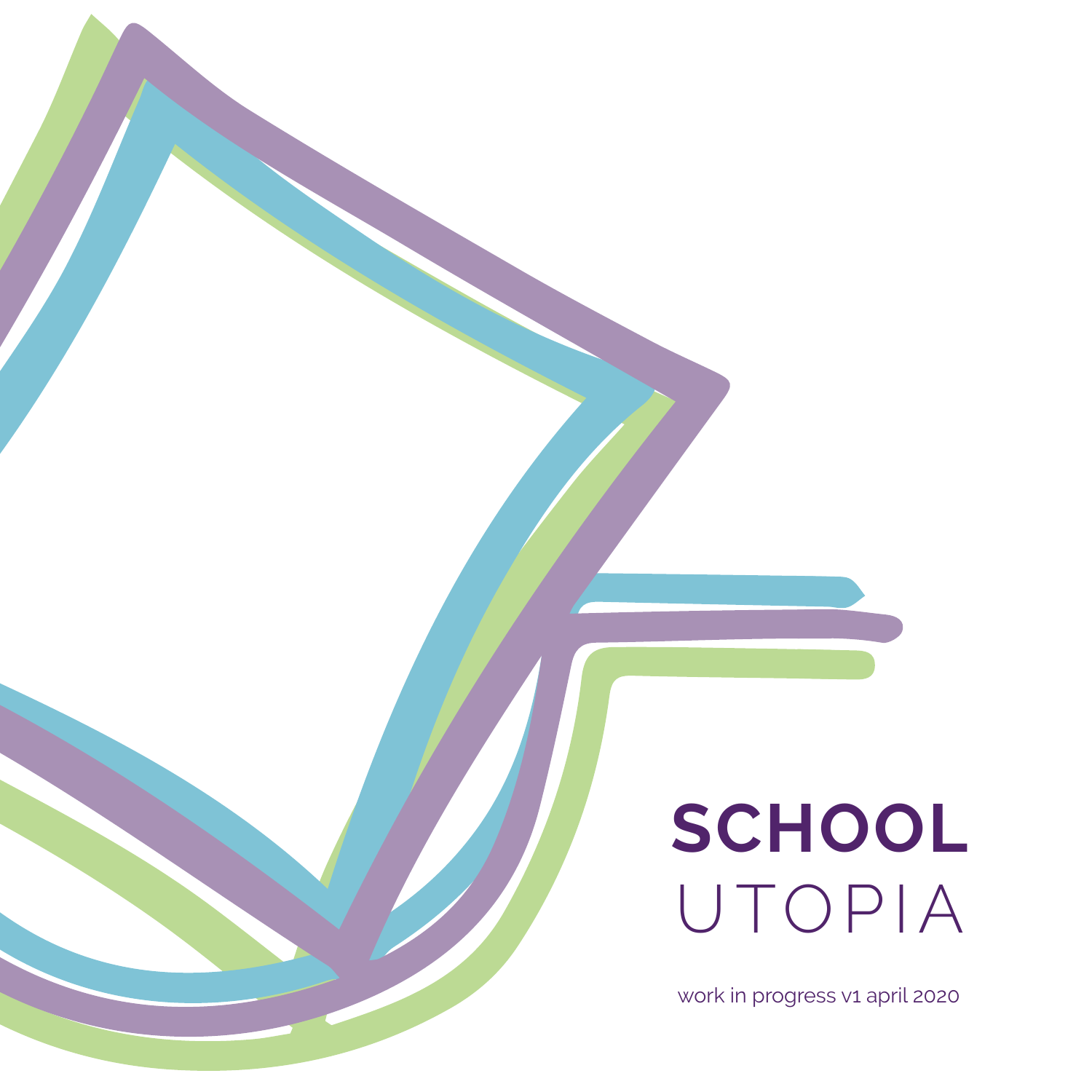# SCHOOL UTOPIA

work in progress v1 april 2020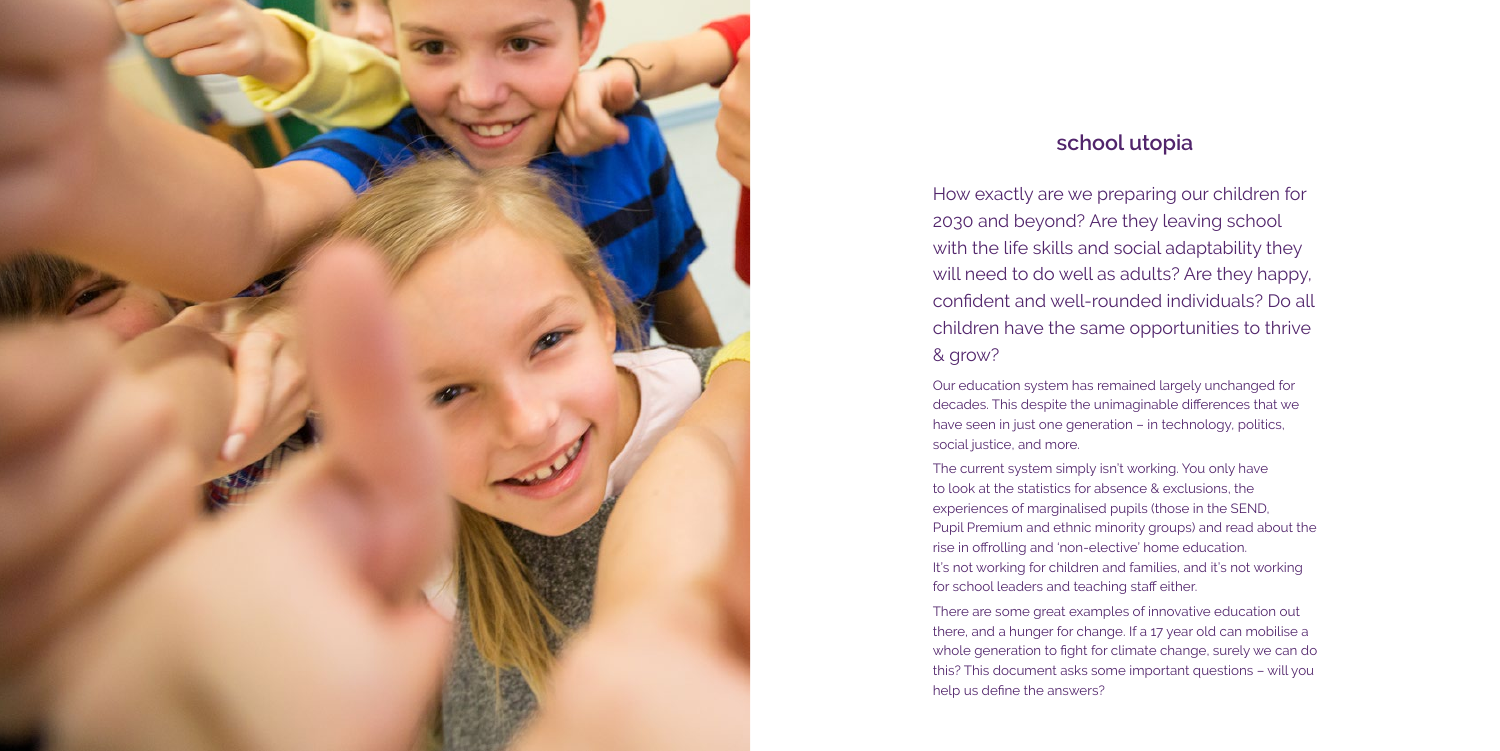## school utopia

How exactly are we preparing our children for 2030 and beyond? Are they leaving school with the life skills and social adaptability they will need to do well as adults? Are they happy, confident and well-rounded individuals? Do all children have the same opportunities to thrive & grow?

Our education system has remained largely unchanged for decades. This despite the unimaginable differences that we have seen in just one generation – in technology, politics, social justice, and more.

The current system simply isn't working. You only have to look at the statistics for absence & exclusions, the experiences of marginalised pupils (those in the SEND, Pupil Premium and ethnic minority groups) and read about the rise in offrolling and 'non-elective' home education. It's not working for children and families, and it's not working for school leaders and teaching staff either.

There are some great examples of innovative education out there, and a hunger for change. If a 17 year old can mobilise a whole generation to fight for climate change, surely we can do this? This document asks some important questions – will you help us define the answers?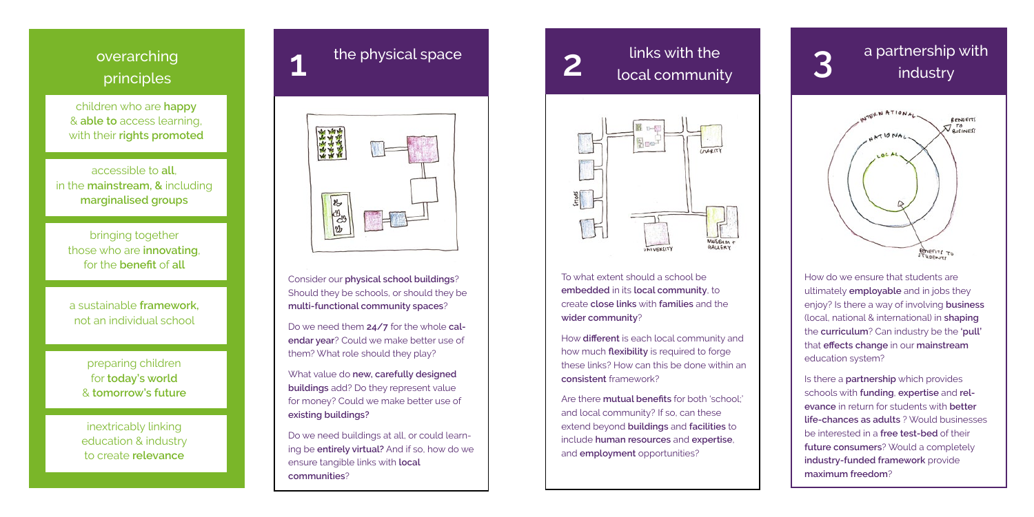## overarching principles

children who are **happy** & **able to** access learning, with their **rights promoted**

accessible to **all**, in the **mainstream, &** including **marginalised groups**

bringing together those who are **innovating**, for the **benefit** of **all**

a sustainable **framework,** not an individual school

preparing children for **today's world** & **tomorrow's future**

inextricably linking education & industry to create **relevance**

## 1 the physical space

Consider our **physical school buildings**? Should they be schools, or should they be **multi-functional community spaces**?

Do we need them **24/7** for the whole **calendar year**? Could we make better use of them? What role should they play?

What value do **new, carefully designed buildings** add? Do they represent value for money? Could we make better use of **existing buildings?**

Do we need buildings at all, or could learning be **entirely virtual?** And if so, how do we ensure tangible links with **local communities**?

## 2 links with the local community

To what extent should a school be **embedded** in its **local community**, to create **close links** with **families** and the **wider community**?

How **different** is each local community and how much **flexibility** is required to forge these links? How can this be done within an **consistent** framework?

Are there **mutual benefits** for both 'school;' and local community? If so, can these extend beyond **buildings** and **facilities** to include **human resources** and **expertise**, and **employment** opportunities?

## 3 a partnership with industry

How do we ensure that students are ultimately **employable** and in jobs they enjoy? Is there a way of involving **business** (local, national & international) in **shaping** the **curriculum**? Can industry be the **'pull'** that **effects change** in our **mainstream** education system?

Is there a **partnership** which provides schools with **funding**, **expertise** and **relevance** in return for students with **better life-chances as adults** ? Would businesses be interested in a **free test-bed** of their **future consumers**? Would a completely **industry-funded framework** provide **maximum freedom**?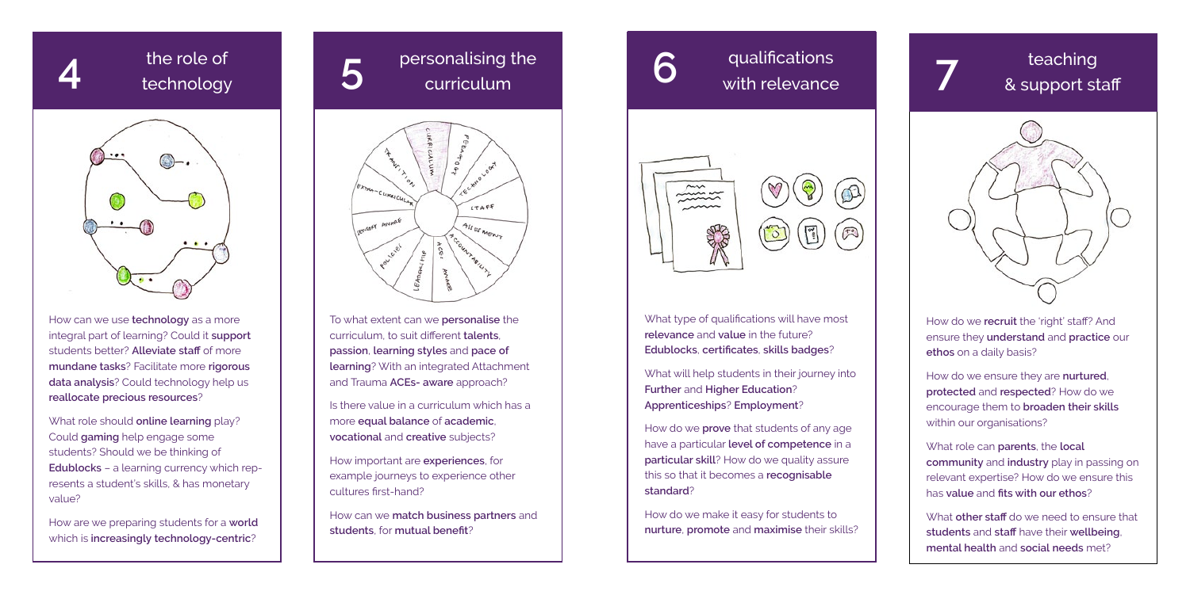## 4 the role of technology

How can we use **technology** as a more integral part of learning? Could it **support** students better? **Alleviate staff** of more **mundane tasks**? Facilitate more **rigorous data analysis**? Could technology help us **reallocate precious resources**?

What role should **online learning** play? Could **gaming** help engage some students? Should we be thinking of **Edublocks** – a learning currency which represents a student's skills, & has monetary value?

How are we preparing students for a **world** which is **increasingly technology-centric**?

## 5 personalising the curriculum

To what extent can we **personalise** the curriculum, to suit different **talents**, **passion**, **learning styles** and **pace of learning**? With an integrated Attachment and Trauma **ACEs- aware** approach?

Is there value in a curriculum which has a more **equal balance** of **academic**, **vocational** and **creative** subjects?

How important are **experiences**, for example journeys to experience other cultures first-hand?

How can we **match business partners** and **students**, for **mutual benefit**?

## 6 qualifications with relevance

What type of qualifications will have most **relevance** and **value** in the future? **Edublocks**, **certificates**, **skills badges**?

What will help students in their journey into **Further** and **Higher Education**? **Apprenticeships**? **Employment**?

How do we **prove** that students of any age have a particular **level of competence** in a **particular skill**? How do we quality assure this so that it becomes a **recognisable standard**?

How do we make it easy for students to **nurture**, **promote** and **maximise** their skills?

## 7 teaching & support staff

How do we **recruit** the 'right' staff? And ensure they **understand** and **practice** our **ethos** on a daily basis?

How do we ensure they are **nurtured**, **protected** and **respected**? How do we encourage them to **broaden their skills** within our organisations?

What role can **parents**, the **local community** and **industry** play in passing on relevant expertise? How do we ensure this has **value** and **fits with our ethos**?

What **other staff** do we need to ensure that **students** and **staff** have their **wellbeing**, **mental health** and **social needs** met?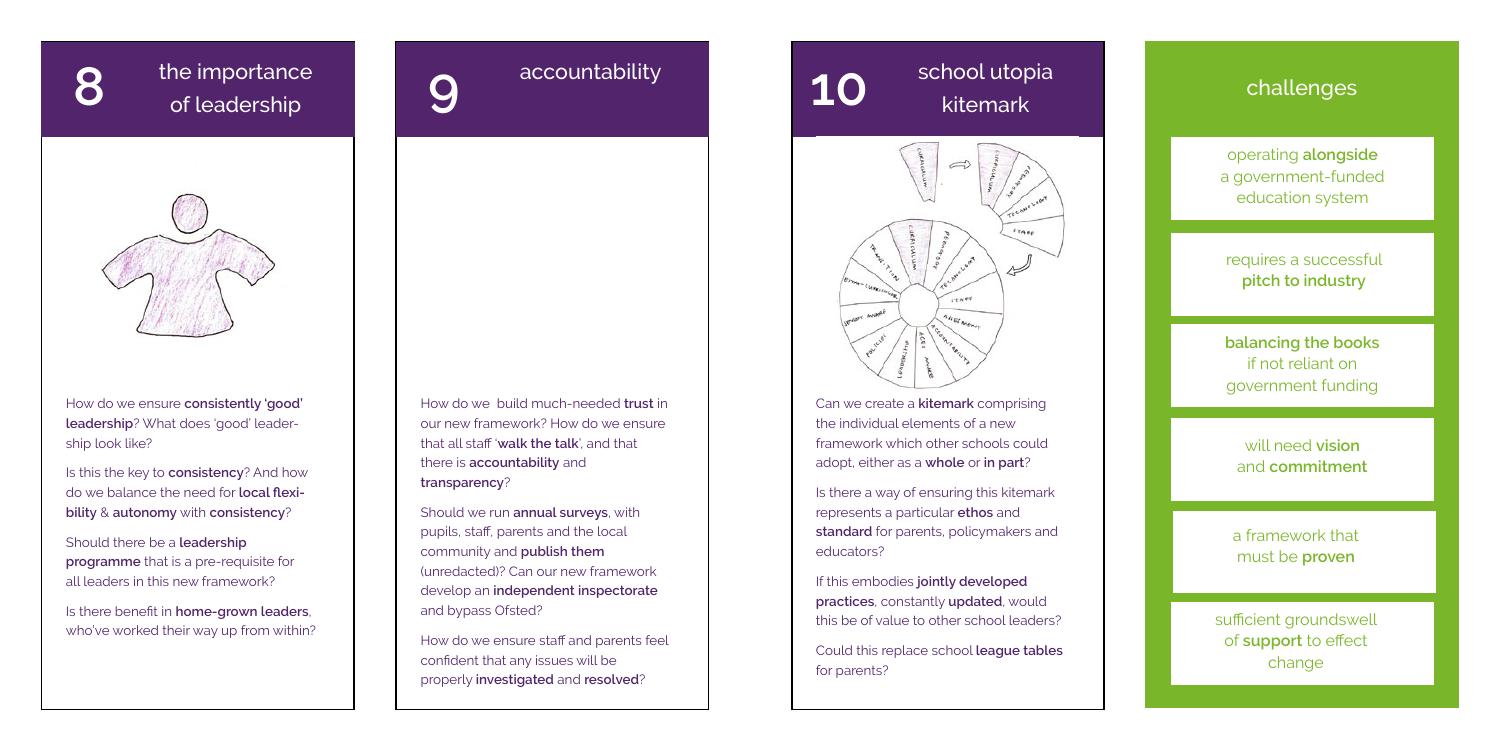## 8 the importance of leadership

How do we ensure **consistently 'good' leadership**? What does 'good' leadership look like?

Is this the key to **consistency**? And how do we balance the need for **local flexibility** & **autonomy** with **consistency**?

Should there be a **leadership programme** that is a pre-requisite for all leaders in this new framework?

Is there benefit in **home-grown leaders**, who've worked their way up from within?

## 9 accountability

How do we build much-needed **trust** in our new framework? How do we ensure that all staff '**walk the talk**', and that there is **accountability** and **transparency**?

Should we run **annual surveys**, with pupils, staff, parents and the local community and **publish them** (unredacted)? Can our new framework develop an **independent inspectorate** and bypass Ofsted?

How do we ensure staff and parents feel confident that any issues will be properly **investigated** and **resolved**?

## 10 school utopia kitemark

Can we create a **kitemark** comprising the individual elements of a new framework which other schools could adopt, either as a **whole** or **in part**?

Is there a way of ensuring this kitemark represents a particular **ethos** and **standard** for parents, policymakers and educators?

If this embodies **jointly developed practices**, constantly **updated**, would this be of value to other school leaders?

Could this replace school **league tables** for parents?

## challenges

operating **alongside** a government-funded education system

requires a successful **pitch to industry**

**balancing the books** if not reliant on government funding

will need **vision** and **commitment**

a framework that must be **proven**

sufficient groundswell of **support** to effect change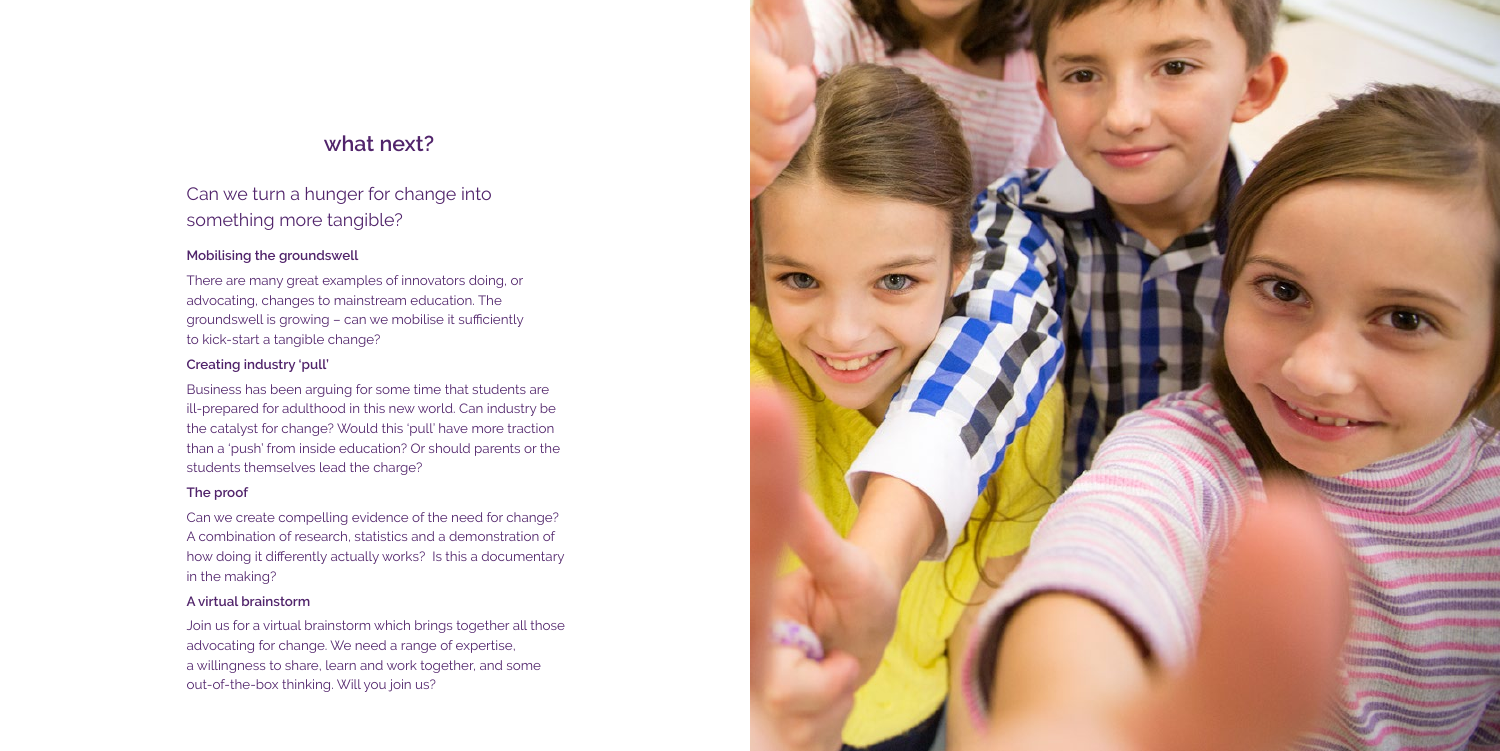## what next?

Can we turn a hunger for change into something more tangible?

### Mobilising the groundswell

There are many great examples of innovators doing, or advocating, changes to mainstream education. The groundswell is growing – can we mobilise it sufficiently to kick-start a tangible change?

### Creating industry 'pull'

Business has been arguing for some time that students are ill-prepared for adulthood in this new world. Can industry be the catalyst for change? Would this 'pull' have more traction than a 'push' from inside education? Or should parents or the students themselves lead the charge?

### The proof

Can we create compelling evidence of the need for change? A combination of research, statistics and a demonstration of how doing it differently actually works? Is this a documentary in the making?

### A virtual brainstorm

Join us for a virtual brainstorm which brings together all those advocating for change. We need a range of expertise, a willingness to share, learn and work together, and some out-of-the-box thinking. Will you join us?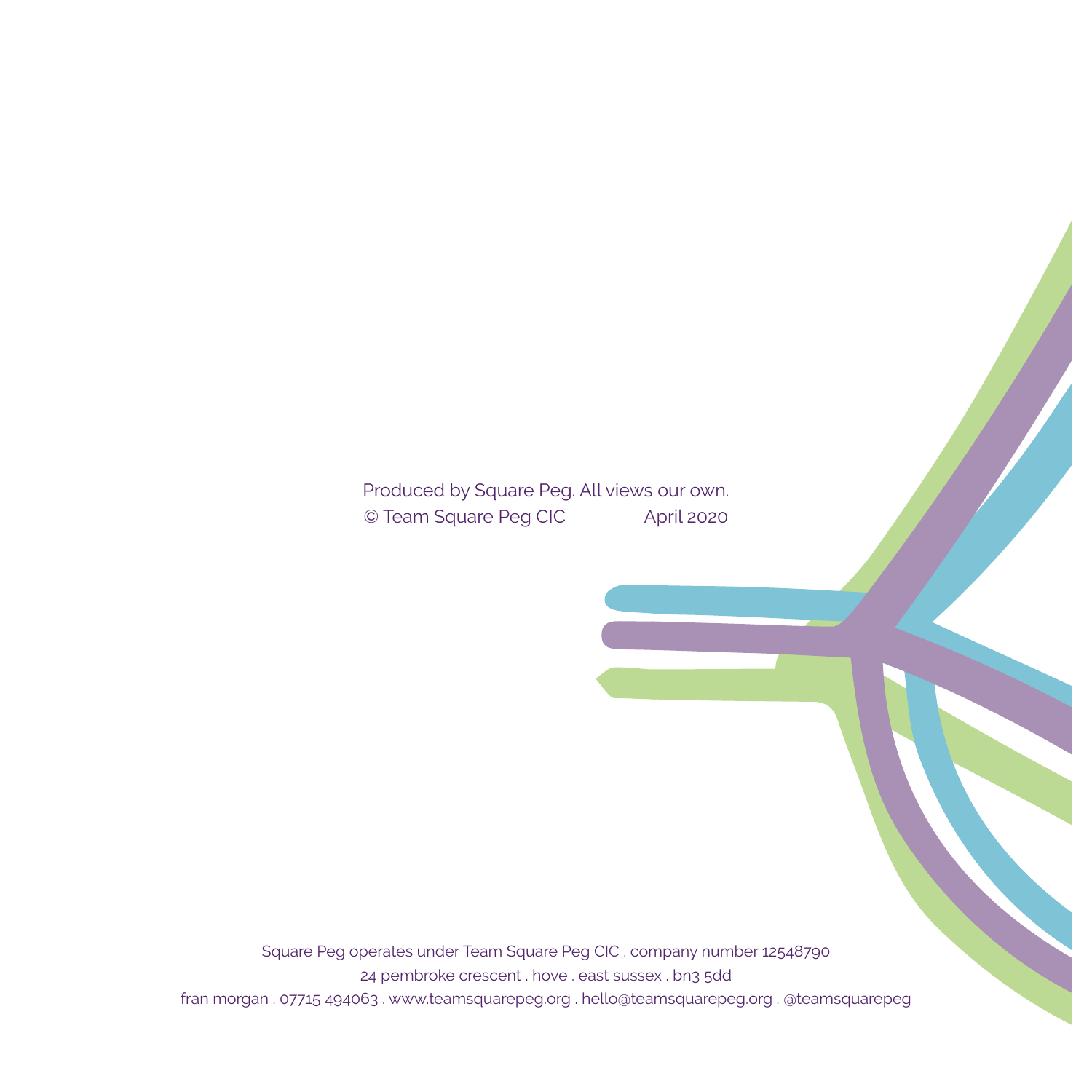Produced by Square Peg. All views our own.
© Team Square Peg CIC April 2020

Square Peg operates under Team Square Peg CIC . company number 12548790
24 pembroke crescent . hove . east sussex . bn3 5dd
fran morgan . 07715 494063 . www.teamsquarepeg.org . hello@teamsquarepeg.org . @teamsquarepeg